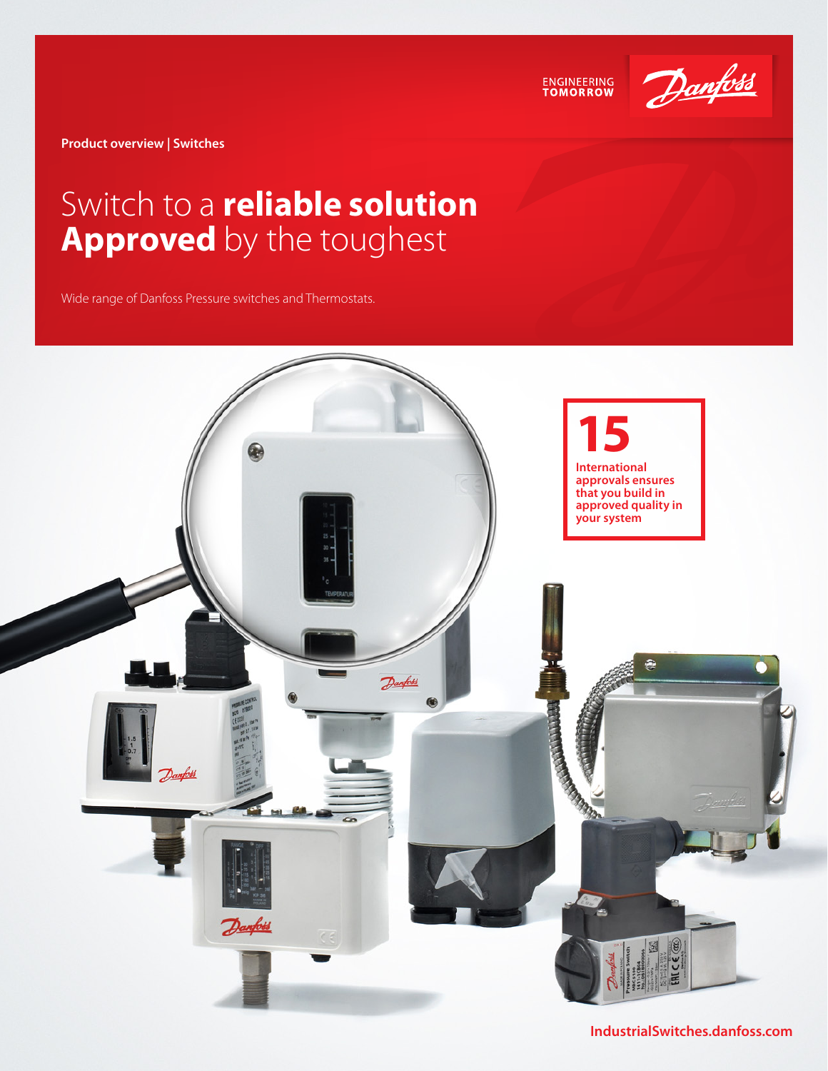ENGINEERING TOMORROW

Danfoss

Product overview | Switches

# Switch to a **reliable solution** **Approved** by the toughest

Wide range of Danfoss Pressure switches and Thermostats.

**15**

International approvals ensures that you build in approved quality in your system

IndustrialSwitches.danfoss.com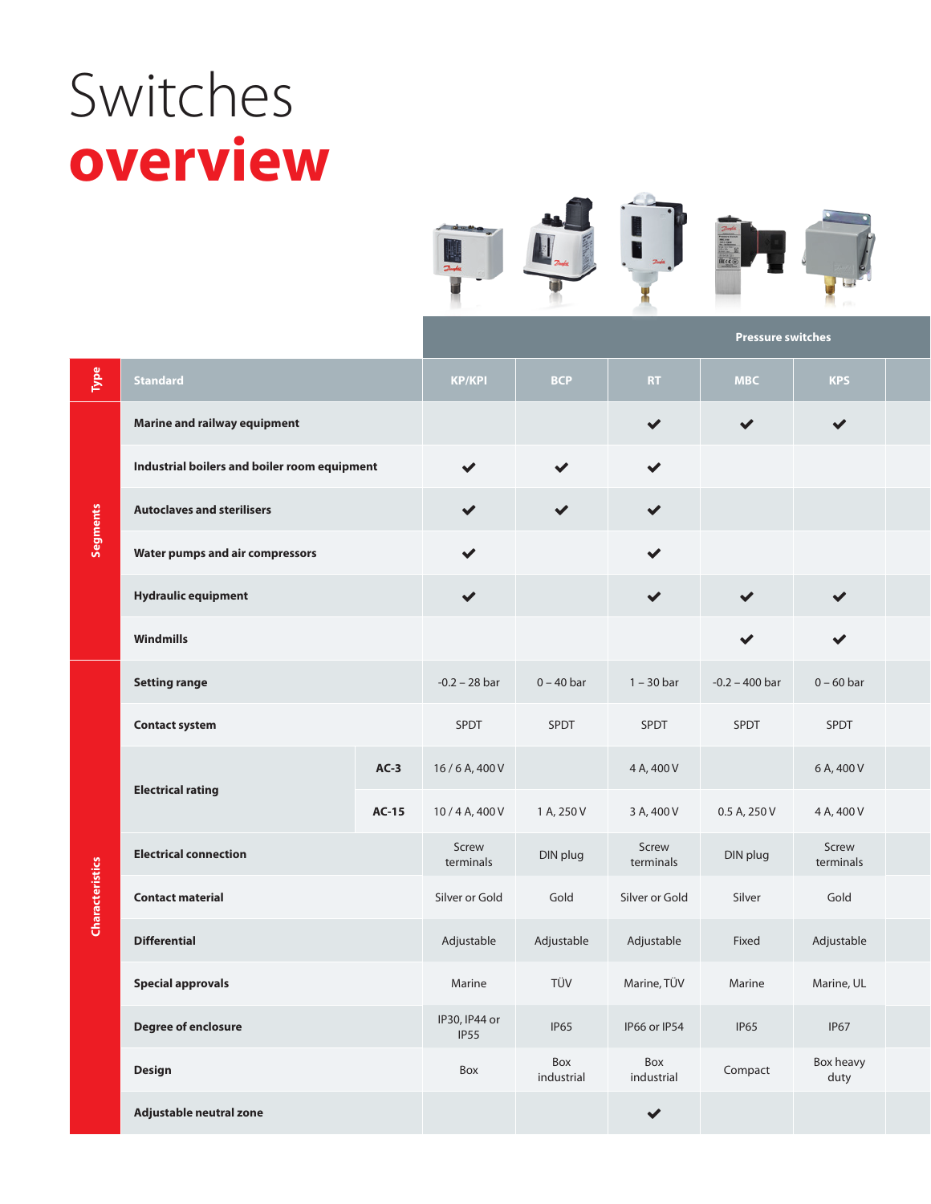# Switches
# overview

| Type | Standard | | KP/KPI | BCP | RT | MBC | KPS |
|---|---|---|---|---|---|---|---|
| | | | Pressure switches | | | | |
| Segments | Marine and railway equipment | | | | ✔ | ✔ | ✔ |
| | Industrial boilers and boiler room equipment | | ✔ | ✔ | ✔ | | |
| | Autoclaves and sterilisers | | ✔ | ✔ | ✔ | | |
| | Water pumps and air compressors | | ✔ | | ✔ | | |
| | Hydraulic equipment | | ✔ | | ✔ | ✔ | ✔ |
| | Windmills | | | | | ✔ | ✔ |
| Characteristics | Setting range | | -0.2 – 28 bar | 0 – 40 bar | 1 – 30 bar | -0.2 – 400 bar | 0 – 60 bar |
| | Contact system | | SPDT | SPDT | SPDT | SPDT | SPDT |
| | Electrical rating | AC-3 | 16 / 6 A, 400 V | | 4 A, 400 V | | 6 A, 400 V |
| | | AC-15 | 10 / 4 A, 400 V | 1 A, 250 V | 3 A, 400 V | 0.5 A, 250 V | 4 A, 400 V |
| | Electrical connection | | Screw terminals | DIN plug | Screw terminals | DIN plug | Screw terminals |
| | Contact material | | Silver or Gold | Gold | Silver or Gold | Silver | Gold |
| | Differential | | Adjustable | Adjustable | Adjustable | Fixed | Adjustable |
| | Special approvals | | Marine | TÜV | Marine, TÜV | Marine | Marine, UL |
| | Degree of enclosure | | IP30, IP44 or IP55 | IP65 | IP66 or IP54 | IP65 | IP67 |
| | Design | | Box | Box industrial | Box industrial | Compact | Box heavy duty |
| | Adjustable neutral zone | | | | ✔ | | |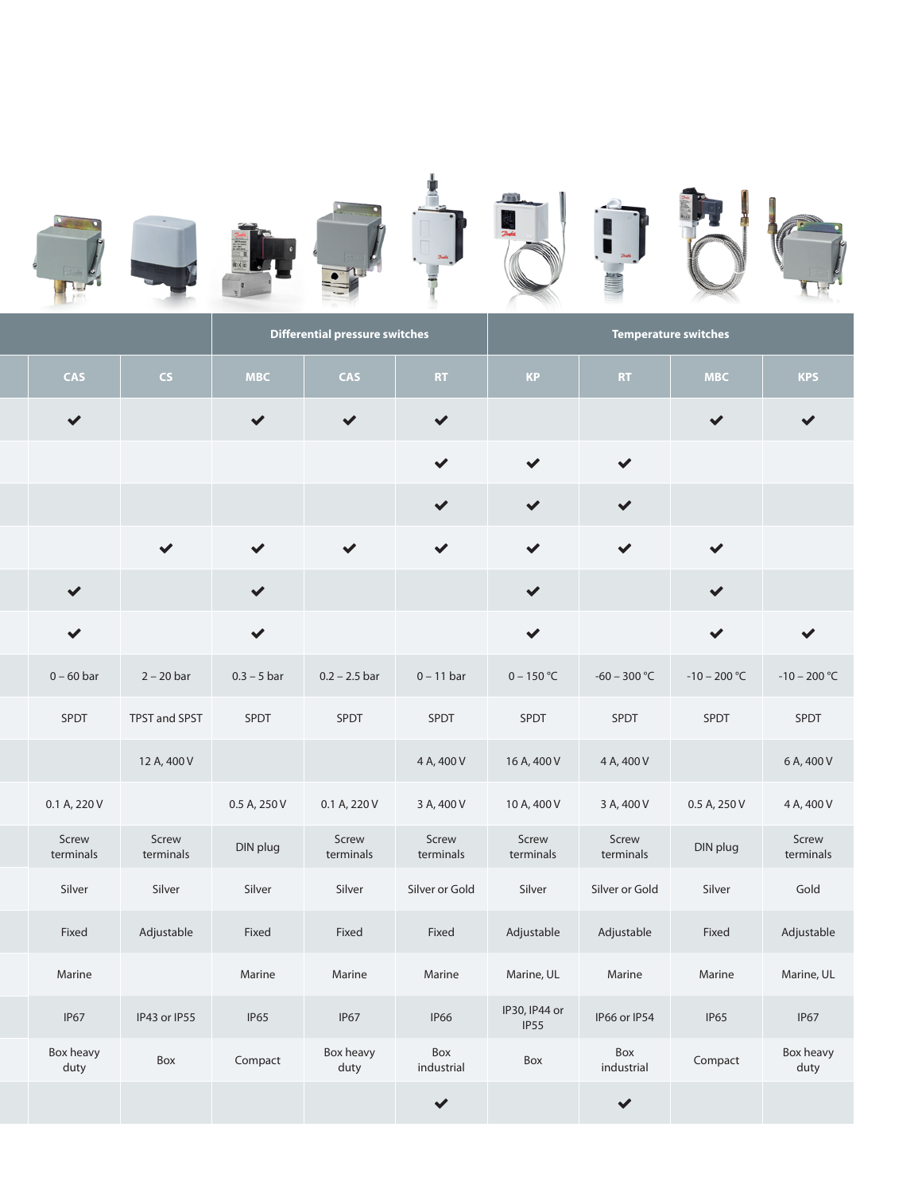| | | | Differential pressure switches | | | Temperature switches | | | |
|---|---|---|---|---|---|---|---|---|---|
| | CAS | CS | MBC | CAS | RT | KP | RT | MBC | KPS |
| | ✔ | | ✔ | ✔ | ✔ | | | ✔ | ✔ |
| | | | | | ✔ | ✔ | ✔ | | |
| | | | | | ✔ | ✔ | ✔ | | |
| | | ✔ | ✔ | ✔ | ✔ | ✔ | ✔ | ✔ | |
| | ✔ | | ✔ | | | ✔ | | ✔ | |
| | ✔ | | ✔ | | | ✔ | | ✔ | ✔ |
| | 0 – 60 bar | 2 – 20 bar | 0.3 – 5 bar | 0.2 – 2.5 bar | 0 – 11 bar | 0 – 150 °C | -60 – 300 °C | -10 – 200 °C | -10 – 200 °C |
| | SPDT | TPST and SPST | SPDT | SPDT | SPDT | SPDT | SPDT | SPDT | SPDT |
| | | 12 A, 400 V | | | 4 A, 400 V | 16 A, 400 V | 4 A, 400 V | | 6 A, 400 V |
| | 0.1 A, 220 V | | 0.5 A, 250 V | 0.1 A, 220 V | 3 A, 400 V | 10 A, 400 V | 3 A, 400 V | 0.5 A, 250 V | 4 A, 400 V |
| | Screw terminals | Screw terminals | DIN plug | Screw terminals | Screw terminals | Screw terminals | Screw terminals | DIN plug | Screw terminals |
| | Silver | Silver | Silver | Silver | Silver or Gold | Silver | Silver or Gold | Silver | Gold |
| | Fixed | Adjustable | Fixed | Fixed | Fixed | Adjustable | Adjustable | Fixed | Adjustable |
| | Marine | | Marine | Marine | Marine | Marine, UL | Marine | Marine | Marine, UL |
| | IP67 | IP43 or IP55 | IP65 | IP67 | IP66 | IP30, IP44 or IP55 | IP66 or IP54 | IP65 | IP67 |
| | Box heavy duty | Box | Compact | Box heavy duty | Box industrial | Box | Box industrial | Compact | Box heavy duty |
| | | | | | ✔ | | ✔ | | |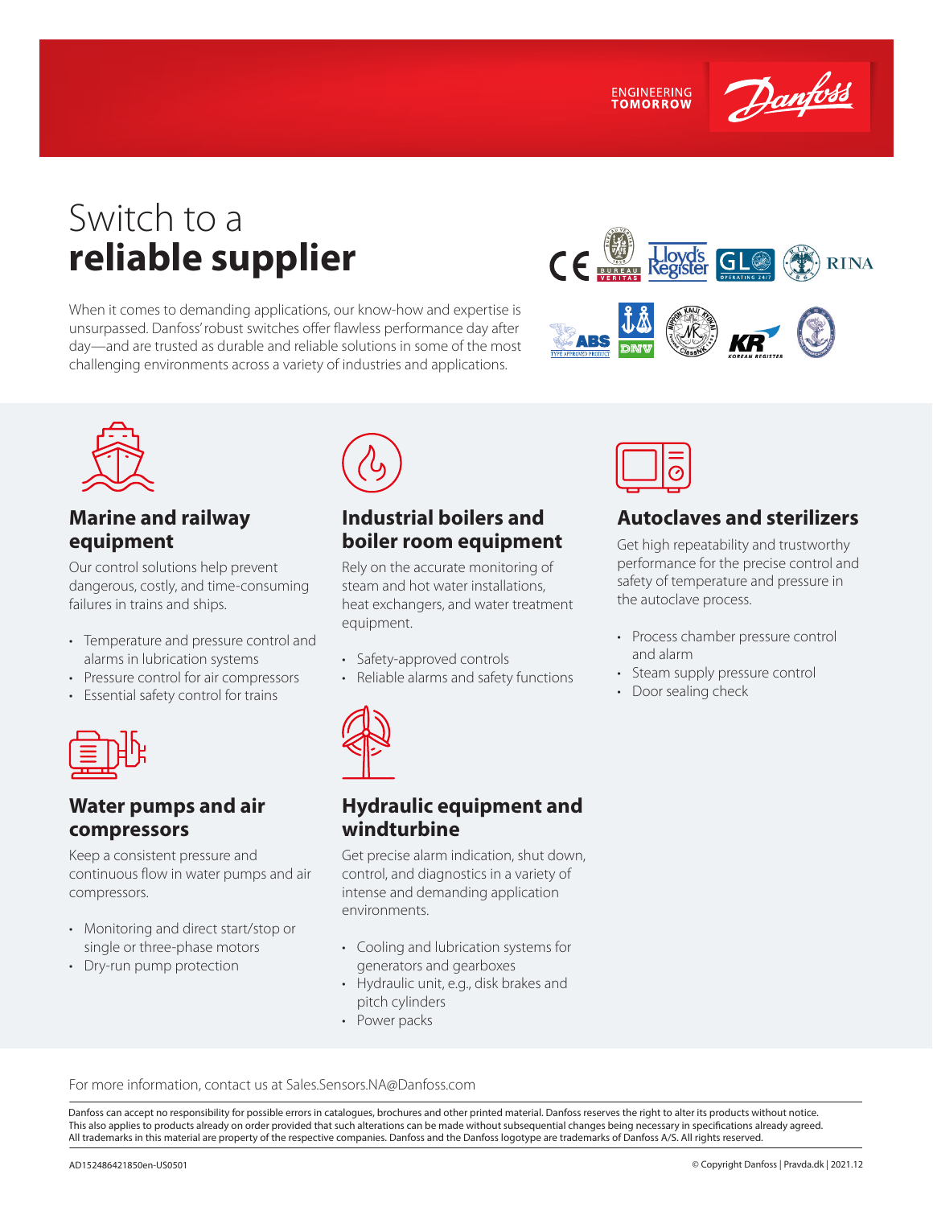ENGINEERING TOMORROW

# Switch to a **reliable supplier**

When it comes to demanding applications, our know-how and expertise is unsurpassed. Danfoss' robust switches offer flawless performance day after day—and are trusted as durable and reliable solutions in some of the most challenging environments across a variety of industries and applications.

## Marine and railway equipment

Our control solutions help prevent dangerous, costly, and time-consuming failures in trains and ships.

- Temperature and pressure control and alarms in lubrication systems
- Pressure control for air compressors
- Essential safety control for trains

## Industrial boilers and boiler room equipment

Rely on the accurate monitoring of steam and hot water installations, heat exchangers, and water treatment equipment.

- Safety-approved controls
- Reliable alarms and safety functions

## Autoclaves and sterilizers

Get high repeatability and trustworthy performance for the precise control and safety of temperature and pressure in the autoclave process.

- Process chamber pressure control and alarm
- Steam supply pressure control
- Door sealing check

## Water pumps and air compressors

Keep a consistent pressure and continuous flow in water pumps and air compressors.

- Monitoring and direct start/stop or single or three-phase motors
- Dry-run pump protection

## Hydraulic equipment and windturbine

Get precise alarm indication, shut down, control, and diagnostics in a variety of intense and demanding application environments.

- Cooling and lubrication systems for generators and gearboxes
- Hydraulic unit, e.g., disk brakes and pitch cylinders
- Power packs

For more information, contact us at Sales.Sensors.NA@Danfoss.com

Danfoss can accept no responsibility for possible errors in catalogues, brochures and other printed material. Danfoss reserves the right to alter its products without notice. This also applies to products already on order provided that such alterations can be made without subsequential changes being necessary in specifications already agreed. All trademarks in this material are property of the respective companies. Danfoss and the Danfoss logotype are trademarks of Danfoss A/S. All rights reserved.

AD152486421850en-US0501

© Copyright Danfoss | Pravda.dk | 2021.12